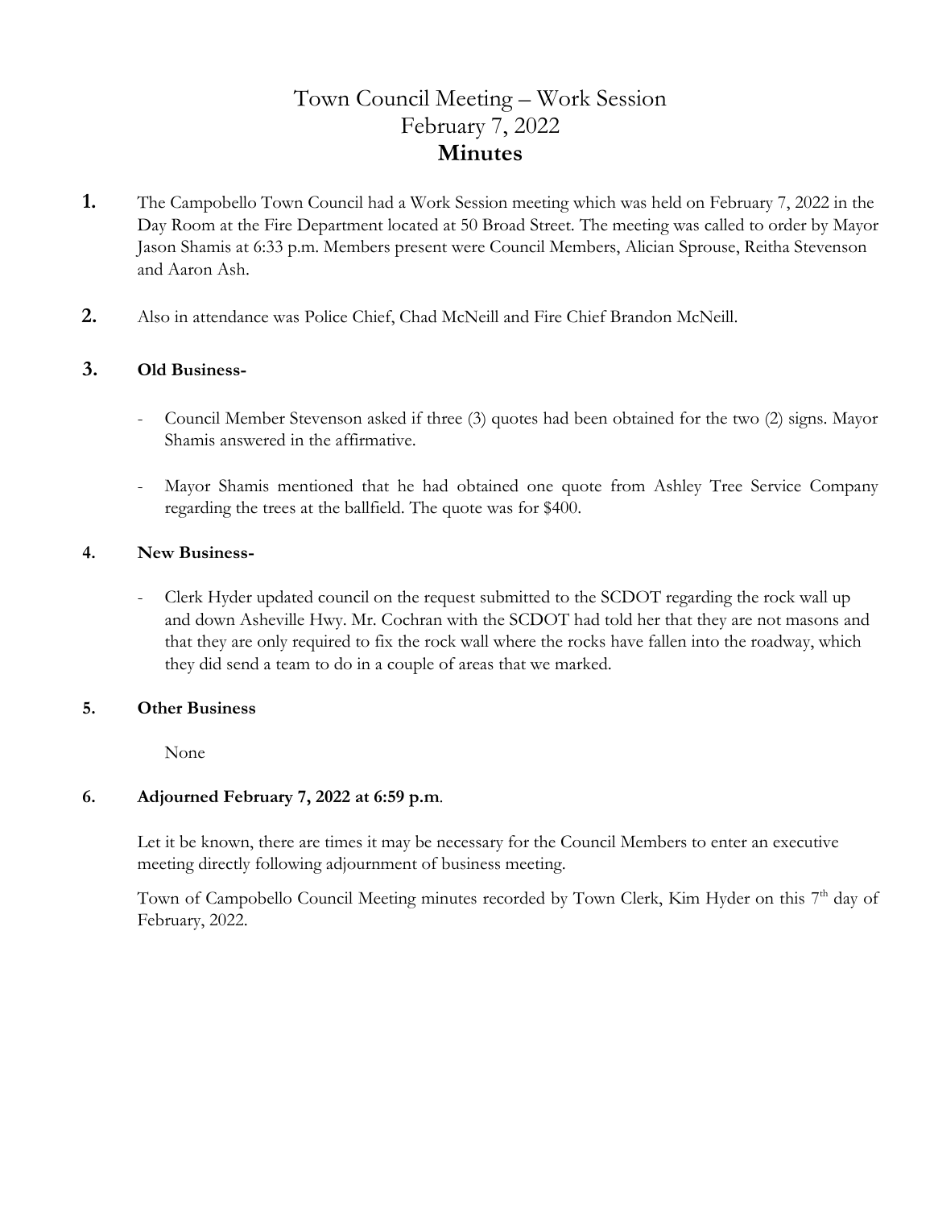# Town Council Meeting – Work Session
# February 7, 2022
# **Minutes**

**1.** The Campobello Town Council had a Work Session meeting which was held on February 7, 2022 in the Day Room at the Fire Department located at 50 Broad Street. The meeting was called to order by Mayor Jason Shamis at 6:33 p.m. Members present were Council Members, Alician Sprouse, Reitha Stevenson and Aaron Ash.

**2.** Also in attendance was Police Chief, Chad McNeill and Fire Chief Brandon McNeill.

**3. Old Business-**

- Council Member Stevenson asked if three (3) quotes had been obtained for the two (2) signs. Mayor Shamis answered in the affirmative.
- Mayor Shamis mentioned that he had obtained one quote from Ashley Tree Service Company regarding the trees at the ballfield. The quote was for $400.

**4. New Business-**

- Clerk Hyder updated council on the request submitted to the SCDOT regarding the rock wall up and down Asheville Hwy. Mr. Cochran with the SCDOT had told her that they are not masons and that they are only required to fix the rock wall where the rocks have fallen into the roadway, which they did send a team to do in a couple of areas that we marked.

**5. Other Business**

None

**6. Adjourned February 7, 2022 at 6:59 p.m**.

Let it be known, there are times it may be necessary for the Council Members to enter an executive meeting directly following adjournment of business meeting.

Town of Campobello Council Meeting minutes recorded by Town Clerk, Kim Hyder on this 7th day of February, 2022.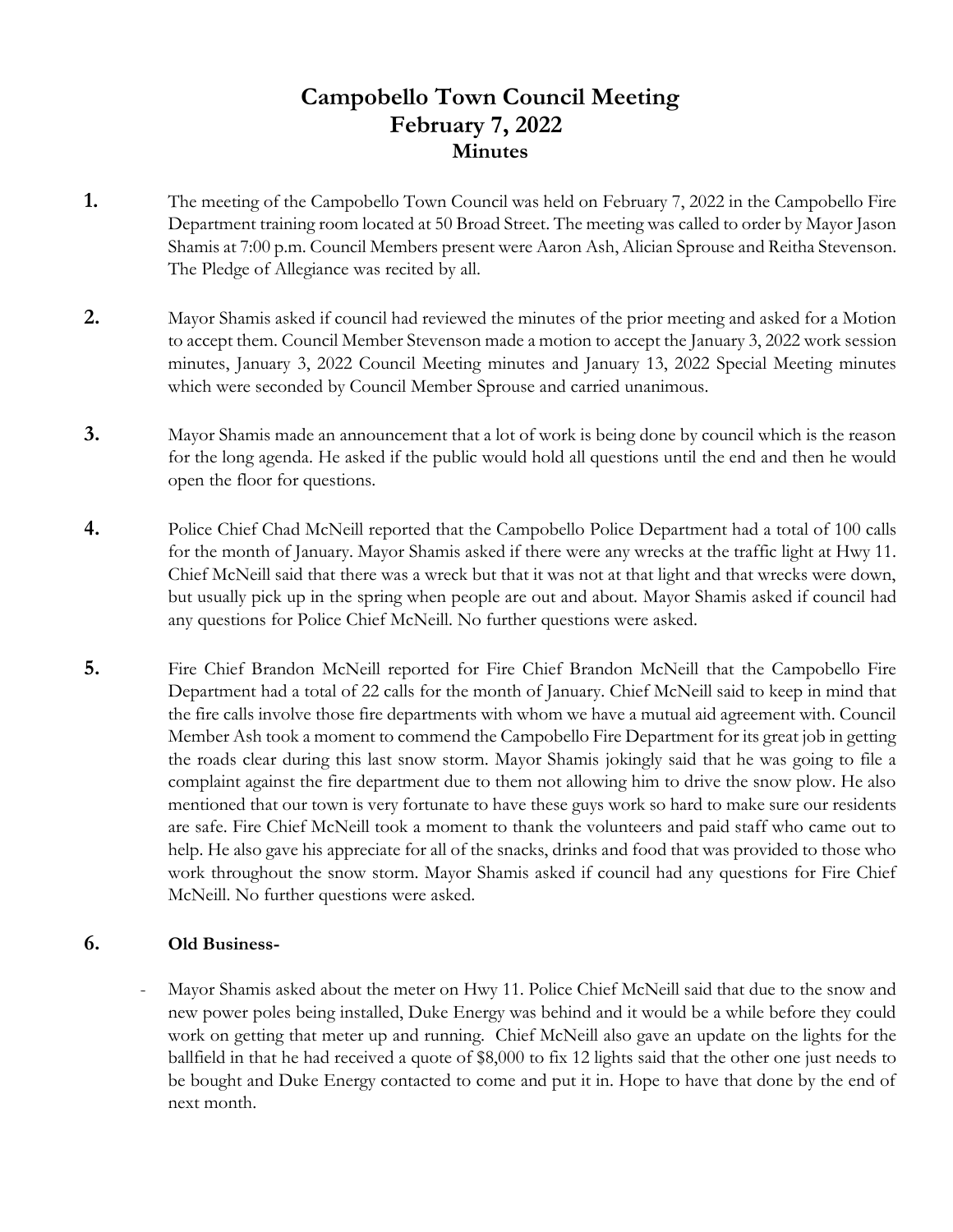# Campobello Town Council Meeting
## February 7, 2022
### Minutes

**1.** The meeting of the Campobello Town Council was held on February 7, 2022 in the Campobello Fire Department training room located at 50 Broad Street. The meeting was called to order by Mayor Jason Shamis at 7:00 p.m. Council Members present were Aaron Ash, Alician Sprouse and Reitha Stevenson. The Pledge of Allegiance was recited by all.

**2.** Mayor Shamis asked if council had reviewed the minutes of the prior meeting and asked for a Motion to accept them. Council Member Stevenson made a motion to accept the January 3, 2022 work session minutes, January 3, 2022 Council Meeting minutes and January 13, 2022 Special Meeting minutes which were seconded by Council Member Sprouse and carried unanimous.

**3.** Mayor Shamis made an announcement that a lot of work is being done by council which is the reason for the long agenda. He asked if the public would hold all questions until the end and then he would open the floor for questions.

**4.** Police Chief Chad McNeill reported that the Campobello Police Department had a total of 100 calls for the month of January. Mayor Shamis asked if there were any wrecks at the traffic light at Hwy 11. Chief McNeill said that there was a wreck but that it was not at that light and that wrecks were down, but usually pick up in the spring when people are out and about. Mayor Shamis asked if council had any questions for Police Chief McNeill. No further questions were asked.

**5.** Fire Chief Brandon McNeill reported for Fire Chief Brandon McNeill that the Campobello Fire Department had a total of 22 calls for the month of January. Chief McNeill said to keep in mind that the fire calls involve those fire departments with whom we have a mutual aid agreement with. Council Member Ash took a moment to commend the Campobello Fire Department for its great job in getting the roads clear during this last snow storm. Mayor Shamis jokingly said that he was going to file a complaint against the fire department due to them not allowing him to drive the snow plow. He also mentioned that our town is very fortunate to have these guys work so hard to make sure our residents are safe. Fire Chief McNeill took a moment to thank the volunteers and paid staff who came out to help. He also gave his appreciate for all of the snacks, drinks and food that was provided to those who work throughout the snow storm. Mayor Shamis asked if council had any questions for Fire Chief McNeill. No further questions were asked.

**6.** **Old Business-**

- Mayor Shamis asked about the meter on Hwy 11. Police Chief McNeill said that due to the snow and new power poles being installed, Duke Energy was behind and it would be a while before they could work on getting that meter up and running. Chief McNeill also gave an update on the lights for the ballfield in that he had received a quote of $8,000 to fix 12 lights said that the other one just needs to be bought and Duke Energy contacted to come and put it in. Hope to have that done by the end of next month.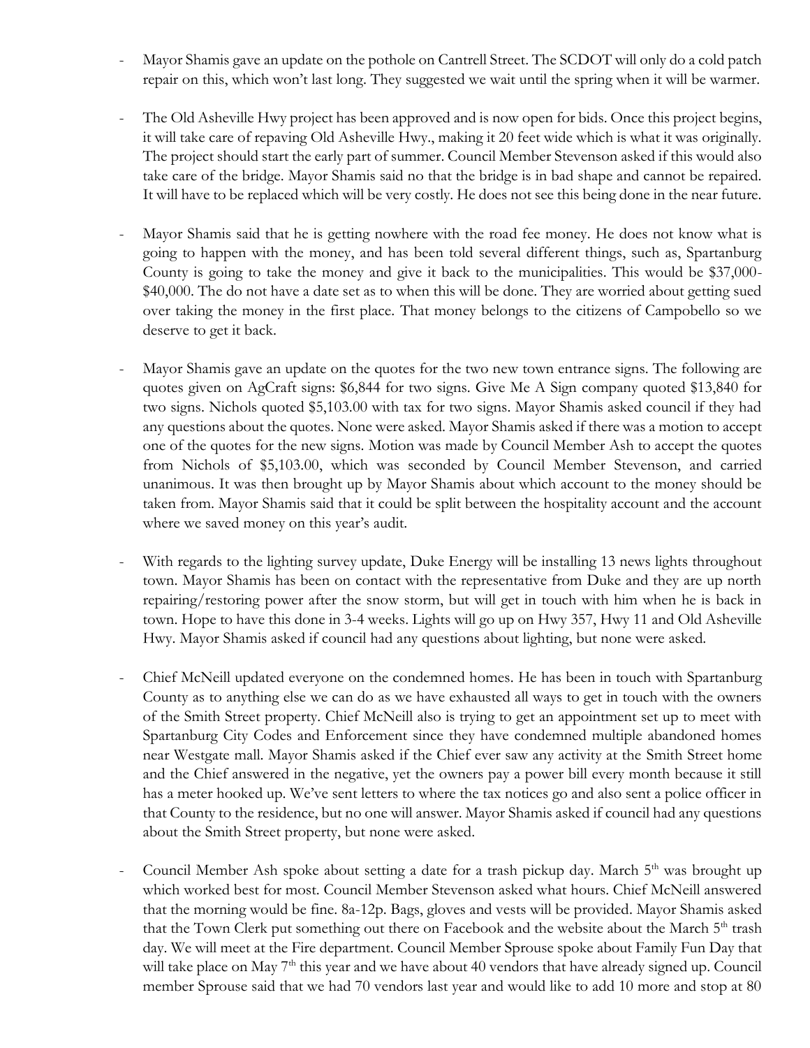- Mayor Shamis gave an update on the pothole on Cantrell Street. The SCDOT will only do a cold patch repair on this, which won't last long. They suggested we wait until the spring when it will be warmer.

- The Old Asheville Hwy project has been approved and is now open for bids. Once this project begins, it will take care of repaving Old Asheville Hwy., making it 20 feet wide which is what it was originally. The project should start the early part of summer. Council Member Stevenson asked if this would also take care of the bridge. Mayor Shamis said no that the bridge is in bad shape and cannot be repaired. It will have to be replaced which will be very costly. He does not see this being done in the near future.

- Mayor Shamis said that he is getting nowhere with the road fee money. He does not know what is going to happen with the money, and has been told several different things, such as, Spartanburg County is going to take the money and give it back to the municipalities. This would be $37,000-$40,000. The do not have a date set as to when this will be done. They are worried about getting sued over taking the money in the first place. That money belongs to the citizens of Campobello so we deserve to get it back.

- Mayor Shamis gave an update on the quotes for the two new town entrance signs. The following are quotes given on AgCraft signs: $6,844 for two signs. Give Me A Sign company quoted $13,840 for two signs. Nichols quoted $5,103.00 with tax for two signs. Mayor Shamis asked council if they had any questions about the quotes. None were asked. Mayor Shamis asked if there was a motion to accept one of the quotes for the new signs. Motion was made by Council Member Ash to accept the quotes from Nichols of $5,103.00, which was seconded by Council Member Stevenson, and carried unanimous. It was then brought up by Mayor Shamis about which account to the money should be taken from. Mayor Shamis said that it could be split between the hospitality account and the account where we saved money on this year's audit.

- With regards to the lighting survey update, Duke Energy will be installing 13 news lights throughout town. Mayor Shamis has been on contact with the representative from Duke and they are up north repairing/restoring power after the snow storm, but will get in touch with him when he is back in town. Hope to have this done in 3-4 weeks. Lights will go up on Hwy 357, Hwy 11 and Old Asheville Hwy. Mayor Shamis asked if council had any questions about lighting, but none were asked.

- Chief McNeill updated everyone on the condemned homes. He has been in touch with Spartanburg County as to anything else we can do as we have exhausted all ways to get in touch with the owners of the Smith Street property. Chief McNeill also is trying to get an appointment set up to meet with Spartanburg City Codes and Enforcement since they have condemned multiple abandoned homes near Westgate mall. Mayor Shamis asked if the Chief ever saw any activity at the Smith Street home and the Chief answered in the negative, yet the owners pay a power bill every month because it still has a meter hooked up. We've sent letters to where the tax notices go and also sent a police officer in that County to the residence, but no one will answer. Mayor Shamis asked if council had any questions about the Smith Street property, but none were asked.

- Council Member Ash spoke about setting a date for a trash pickup day. March 5th was brought up which worked best for most. Council Member Stevenson asked what hours. Chief McNeill answered that the morning would be fine. 8a-12p. Bags, gloves and vests will be provided. Mayor Shamis asked that the Town Clerk put something out there on Facebook and the website about the March 5th trash day. We will meet at the Fire department. Council Member Sprouse spoke about Family Fun Day that will take place on May 7th this year and we have about 40 vendors that have already signed up. Council member Sprouse said that we had 70 vendors last year and would like to add 10 more and stop at 80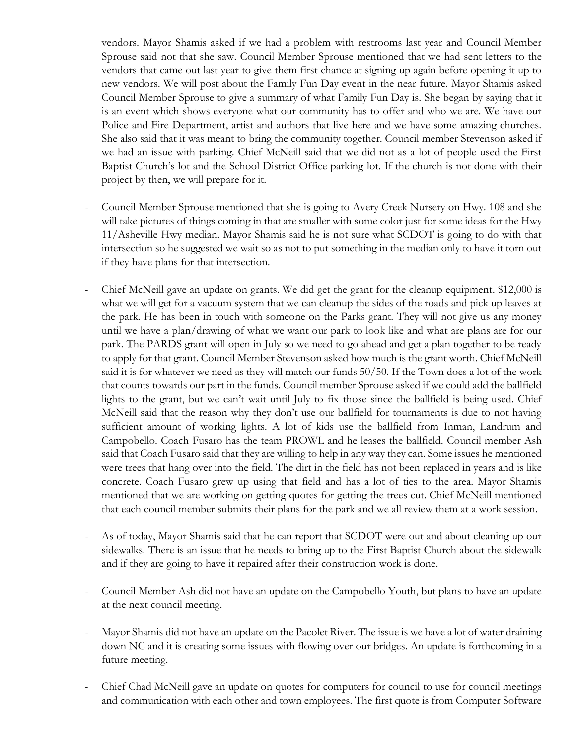vendors. Mayor Shamis asked if we had a problem with restrooms last year and Council Member Sprouse said not that she saw. Council Member Sprouse mentioned that we had sent letters to the vendors that came out last year to give them first chance at signing up again before opening it up to new vendors. We will post about the Family Fun Day event in the near future. Mayor Shamis asked Council Member Sprouse to give a summary of what Family Fun Day is. She began by saying that it is an event which shows everyone what our community has to offer and who we are. We have our Police and Fire Department, artist and authors that live here and we have some amazing churches. She also said that it was meant to bring the community together. Council member Stevenson asked if we had an issue with parking. Chief McNeill said that we did not as a lot of people used the First Baptist Church's lot and the School District Office parking lot. If the church is not done with their project by then, we will prepare for it.

- Council Member Sprouse mentioned that she is going to Avery Creek Nursery on Hwy. 108 and she will take pictures of things coming in that are smaller with some color just for some ideas for the Hwy 11/Asheville Hwy median. Mayor Shamis said he is not sure what SCDOT is going to do with that intersection so he suggested we wait so as not to put something in the median only to have it torn out if they have plans for that intersection.

- Chief McNeill gave an update on grants. We did get the grant for the cleanup equipment. $12,000 is what we will get for a vacuum system that we can cleanup the sides of the roads and pick up leaves at the park. He has been in touch with someone on the Parks grant. They will not give us any money until we have a plan/drawing of what we want our park to look like and what are plans are for our park. The PARDS grant will open in July so we need to go ahead and get a plan together to be ready to apply for that grant. Council Member Stevenson asked how much is the grant worth. Chief McNeill said it is for whatever we need as they will match our funds 50/50. If the Town does a lot of the work that counts towards our part in the funds. Council member Sprouse asked if we could add the ballfield lights to the grant, but we can't wait until July to fix those since the ballfield is being used. Chief McNeill said that the reason why they don't use our ballfield for tournaments is due to not having sufficient amount of working lights. A lot of kids use the ballfield from Inman, Landrum and Campobello. Coach Fusaro has the team PROWL and he leases the ballfield. Council member Ash said that Coach Fusaro said that they are willing to help in any way they can. Some issues he mentioned were trees that hang over into the field. The dirt in the field has not been replaced in years and is like concrete. Coach Fusaro grew up using that field and has a lot of ties to the area. Mayor Shamis mentioned that we are working on getting quotes for getting the trees cut. Chief McNeill mentioned that each council member submits their plans for the park and we all review them at a work session.

- As of today, Mayor Shamis said that he can report that SCDOT were out and about cleaning up our sidewalks. There is an issue that he needs to bring up to the First Baptist Church about the sidewalk and if they are going to have it repaired after their construction work is done.

- Council Member Ash did not have an update on the Campobello Youth, but plans to have an update at the next council meeting.

- Mayor Shamis did not have an update on the Pacolet River. The issue is we have a lot of water draining down NC and it is creating some issues with flowing over our bridges. An update is forthcoming in a future meeting.

- Chief Chad McNeill gave an update on quotes for computers for council to use for council meetings and communication with each other and town employees. The first quote is from Computer Software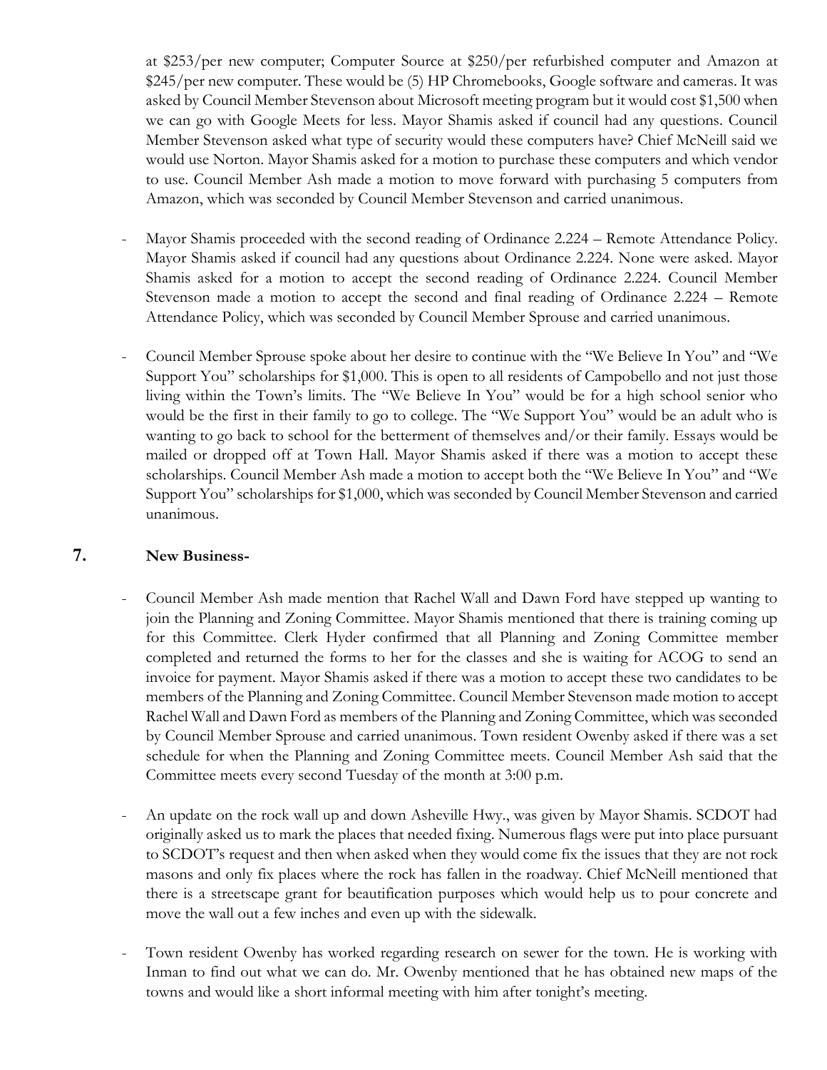at $253/per new computer; Computer Source at $250/per refurbished computer and Amazon at $245/per new computer. These would be (5) HP Chromebooks, Google software and cameras. It was asked by Council Member Stevenson about Microsoft meeting program but it would cost $1,500 when we can go with Google Meets for less. Mayor Shamis asked if council had any questions. Council Member Stevenson asked what type of security would these computers have? Chief McNeill said we would use Norton. Mayor Shamis asked for a motion to purchase these computers and which vendor to use. Council Member Ash made a motion to move forward with purchasing 5 computers from Amazon, which was seconded by Council Member Stevenson and carried unanimous.

- Mayor Shamis proceeded with the second reading of Ordinance 2.224 – Remote Attendance Policy. Mayor Shamis asked if council had any questions about Ordinance 2.224. None were asked. Mayor Shamis asked for a motion to accept the second reading of Ordinance 2.224. Council Member Stevenson made a motion to accept the second and final reading of Ordinance 2.224 – Remote Attendance Policy, which was seconded by Council Member Sprouse and carried unanimous.

- Council Member Sprouse spoke about her desire to continue with the "We Believe In You" and "We Support You" scholarships for $1,000. This is open to all residents of Campobello and not just those living within the Town's limits. The "We Believe In You" would be for a high school senior who would be the first in their family to go to college. The "We Support You" would be an adult who is wanting to go back to school for the betterment of themselves and/or their family. Essays would be mailed or dropped off at Town Hall. Mayor Shamis asked if there was a motion to accept these scholarships. Council Member Ash made a motion to accept both the "We Believe In You" and "We Support You" scholarships for $1,000, which was seconded by Council Member Stevenson and carried unanimous.

## 7. New Business-

- Council Member Ash made mention that Rachel Wall and Dawn Ford have stepped up wanting to join the Planning and Zoning Committee. Mayor Shamis mentioned that there is training coming up for this Committee. Clerk Hyder confirmed that all Planning and Zoning Committee member completed and returned the forms to her for the classes and she is waiting for ACOG to send an invoice for payment. Mayor Shamis asked if there was a motion to accept these two candidates to be members of the Planning and Zoning Committee. Council Member Stevenson made motion to accept Rachel Wall and Dawn Ford as members of the Planning and Zoning Committee, which was seconded by Council Member Sprouse and carried unanimous. Town resident Owenby asked if there was a set schedule for when the Planning and Zoning Committee meets. Council Member Ash said that the Committee meets every second Tuesday of the month at 3:00 p.m.

- An update on the rock wall up and down Asheville Hwy., was given by Mayor Shamis. SCDOT had originally asked us to mark the places that needed fixing. Numerous flags were put into place pursuant to SCDOT's request and then when asked when they would come fix the issues that they are not rock masons and only fix places where the rock has fallen in the roadway. Chief McNeill mentioned that there is a streetscape grant for beautification purposes which would help us to pour concrete and move the wall out a few inches and even up with the sidewalk.

- Town resident Owenby has worked regarding research on sewer for the town. He is working with Inman to find out what we can do. Mr. Owenby mentioned that he has obtained new maps of the towns and would like a short informal meeting with him after tonight's meeting.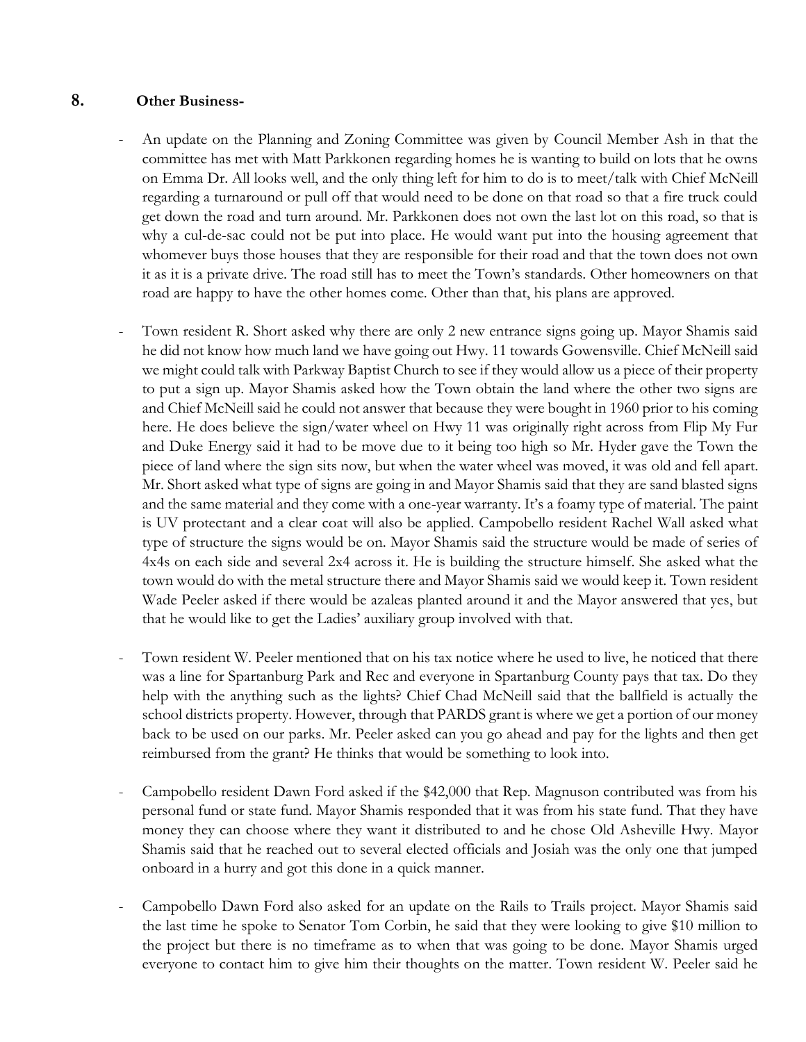## 8. Other Business-

- An update on the Planning and Zoning Committee was given by Council Member Ash in that the committee has met with Matt Parkkonen regarding homes he is wanting to build on lots that he owns on Emma Dr. All looks well, and the only thing left for him to do is to meet/talk with Chief McNeill regarding a turnaround or pull off that would need to be done on that road so that a fire truck could get down the road and turn around. Mr. Parkkonen does not own the last lot on this road, so that is why a cul-de-sac could not be put into place. He would want put into the housing agreement that whomever buys those houses that they are responsible for their road and that the town does not own it as it is a private drive. The road still has to meet the Town's standards. Other homeowners on that road are happy to have the other homes come. Other than that, his plans are approved.

- Town resident R. Short asked why there are only 2 new entrance signs going up. Mayor Shamis said he did not know how much land we have going out Hwy. 11 towards Gowensville. Chief McNeill said we might could talk with Parkway Baptist Church to see if they would allow us a piece of their property to put a sign up. Mayor Shamis asked how the Town obtain the land where the other two signs are and Chief McNeill said he could not answer that because they were bought in 1960 prior to his coming here. He does believe the sign/water wheel on Hwy 11 was originally right across from Flip My Fur and Duke Energy said it had to be move due to it being too high so Mr. Hyder gave the Town the piece of land where the sign sits now, but when the water wheel was moved, it was old and fell apart. Mr. Short asked what type of signs are going in and Mayor Shamis said that they are sand blasted signs and the same material and they come with a one-year warranty. It's a foamy type of material. The paint is UV protectant and a clear coat will also be applied. Campobello resident Rachel Wall asked what type of structure the signs would be on. Mayor Shamis said the structure would be made of series of 4x4s on each side and several 2x4 across it. He is building the structure himself. She asked what the town would do with the metal structure there and Mayor Shamis said we would keep it. Town resident Wade Peeler asked if there would be azaleas planted around it and the Mayor answered that yes, but that he would like to get the Ladies' auxiliary group involved with that.

- Town resident W. Peeler mentioned that on his tax notice where he used to live, he noticed that there was a line for Spartanburg Park and Rec and everyone in Spartanburg County pays that tax. Do they help with the anything such as the lights? Chief Chad McNeill said that the ballfield is actually the school districts property. However, through that PARDS grant is where we get a portion of our money back to be used on our parks. Mr. Peeler asked can you go ahead and pay for the lights and then get reimbursed from the grant? He thinks that would be something to look into.

- Campobello resident Dawn Ford asked if the $42,000 that Rep. Magnuson contributed was from his personal fund or state fund. Mayor Shamis responded that it was from his state fund. That they have money they can choose where they want it distributed to and he chose Old Asheville Hwy. Mayor Shamis said that he reached out to several elected officials and Josiah was the only one that jumped onboard in a hurry and got this done in a quick manner.

- Campobello Dawn Ford also asked for an update on the Rails to Trails project. Mayor Shamis said the last time he spoke to Senator Tom Corbin, he said that they were looking to give $10 million to the project but there is no timeframe as to when that was going to be done. Mayor Shamis urged everyone to contact him to give him their thoughts on the matter. Town resident W. Peeler said he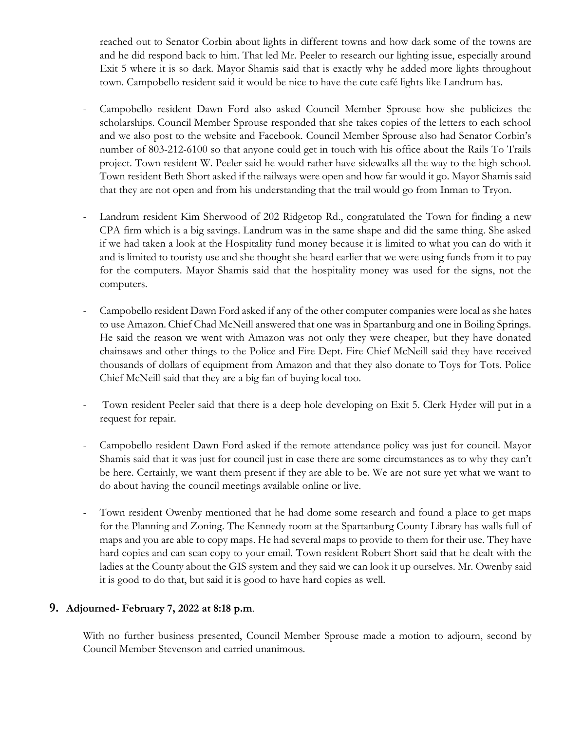reached out to Senator Corbin about lights in different towns and how dark some of the towns are and he did respond back to him. That led Mr. Peeler to research our lighting issue, especially around Exit 5 where it is so dark. Mayor Shamis said that is exactly why he added more lights throughout town. Campobello resident said it would be nice to have the cute café lights like Landrum has.

- Campobello resident Dawn Ford also asked Council Member Sprouse how she publicizes the scholarships. Council Member Sprouse responded that she takes copies of the letters to each school and we also post to the website and Facebook. Council Member Sprouse also had Senator Corbin's number of 803-212-6100 so that anyone could get in touch with his office about the Rails To Trails project. Town resident W. Peeler said he would rather have sidewalks all the way to the high school. Town resident Beth Short asked if the railways were open and how far would it go. Mayor Shamis said that they are not open and from his understanding that the trail would go from Inman to Tryon.

- Landrum resident Kim Sherwood of 202 Ridgetop Rd., congratulated the Town for finding a new CPA firm which is a big savings. Landrum was in the same shape and did the same thing. She asked if we had taken a look at the Hospitality fund money because it is limited to what you can do with it and is limited to touristy use and she thought she heard earlier that we were using funds from it to pay for the computers. Mayor Shamis said that the hospitality money was used for the signs, not the computers.

- Campobello resident Dawn Ford asked if any of the other computer companies were local as she hates to use Amazon. Chief Chad McNeill answered that one was in Spartanburg and one in Boiling Springs. He said the reason we went with Amazon was not only they were cheaper, but they have donated chainsaws and other things to the Police and Fire Dept. Fire Chief McNeill said they have received thousands of dollars of equipment from Amazon and that they also donate to Toys for Tots. Police Chief McNeill said that they are a big fan of buying local too.

- Town resident Peeler said that there is a deep hole developing on Exit 5. Clerk Hyder will put in a request for repair.

- Campobello resident Dawn Ford asked if the remote attendance policy was just for council. Mayor Shamis said that it was just for council just in case there are some circumstances as to why they can't be here. Certainly, we want them present if they are able to be. We are not sure yet what we want to do about having the council meetings available online or live.

- Town resident Owenby mentioned that he had dome some research and found a place to get maps for the Planning and Zoning. The Kennedy room at the Spartanburg County Library has walls full of maps and you are able to copy maps. He had several maps to provide to them for their use. They have hard copies and can scan copy to your email. Town resident Robert Short said that he dealt with the ladies at the County about the GIS system and they said we can look it up ourselves. Mr. Owenby said it is good to do that, but said it is good to have hard copies as well.

## 9. Adjourned- February 7, 2022 at 8:18 p.m.

With no further business presented, Council Member Sprouse made a motion to adjourn, second by Council Member Stevenson and carried unanimous.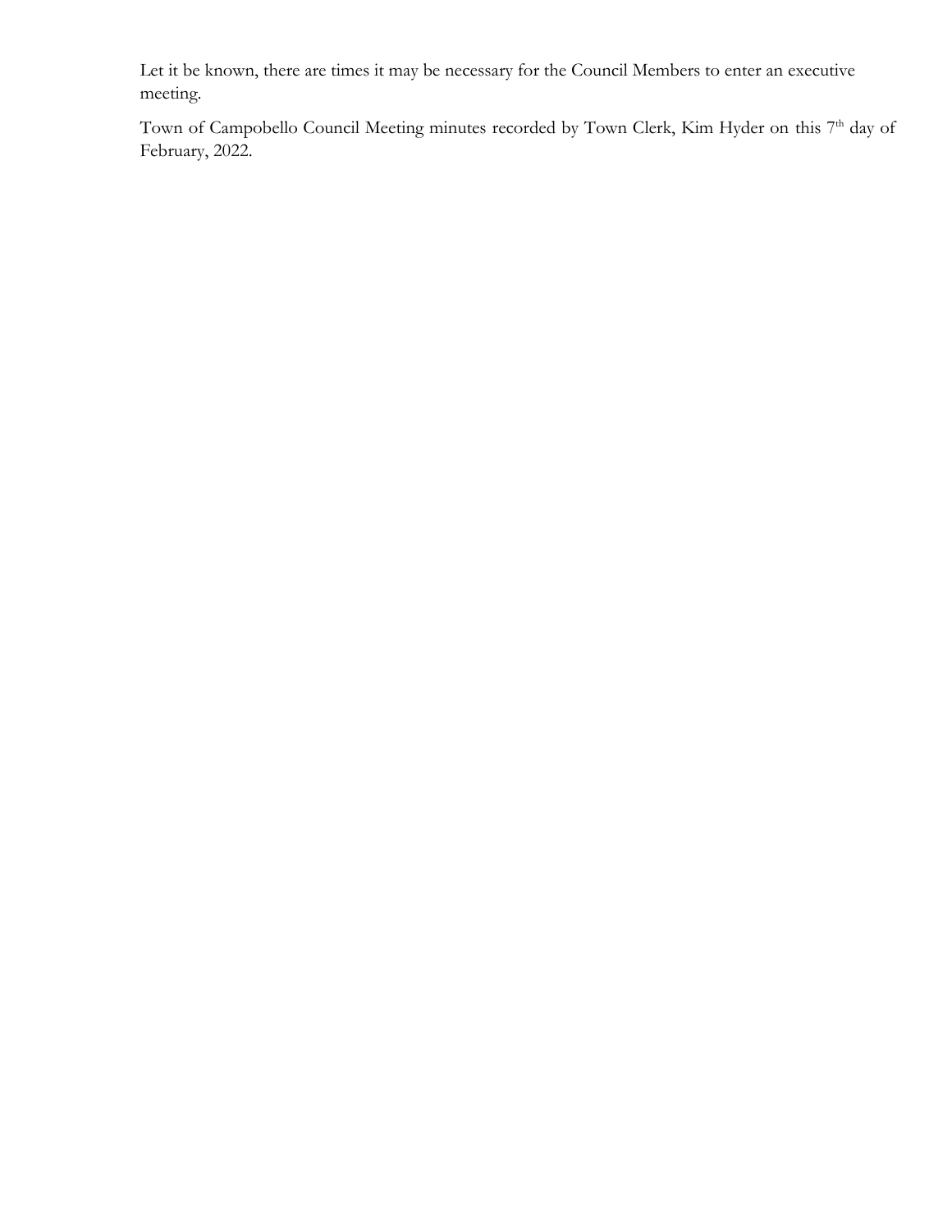Let it be known, there are times it may be necessary for the Council Members to enter an executive meeting.

Town of Campobello Council Meeting minutes recorded by Town Clerk, Kim Hyder on this 7th day of February, 2022.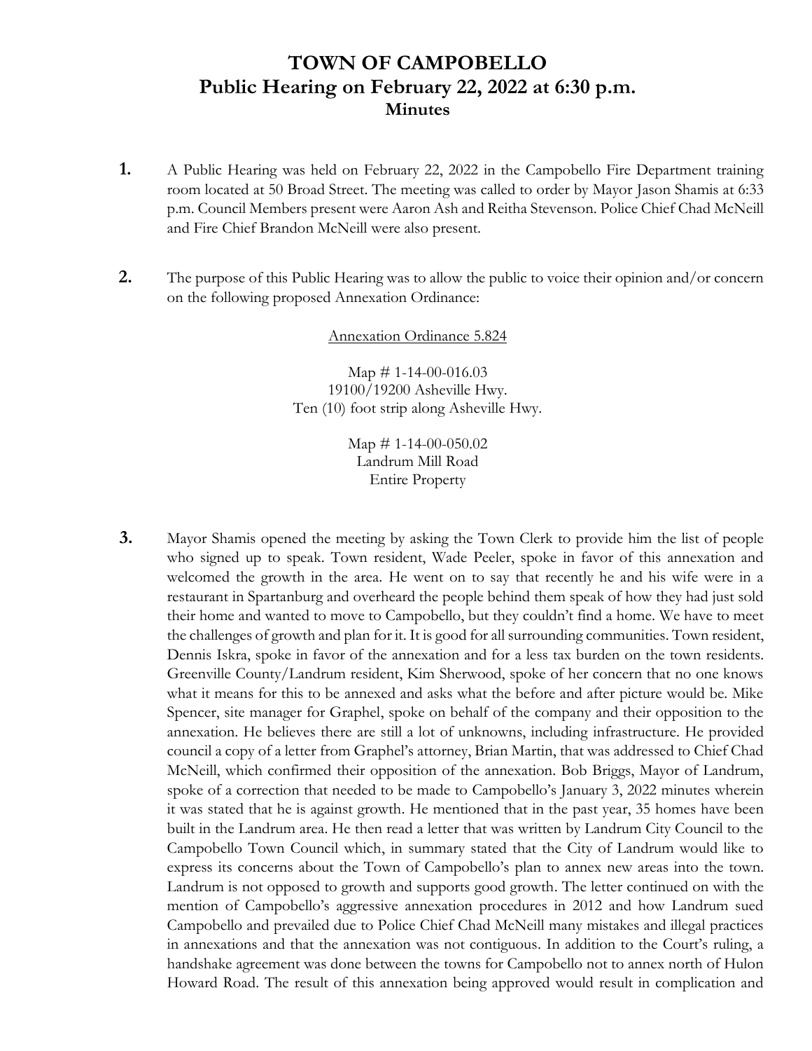# TOWN OF CAMPOBELLO
## Public Hearing on February 22, 2022 at 6:30 p.m.
### Minutes

**1.** A Public Hearing was held on February 22, 2022 in the Campobello Fire Department training room located at 50 Broad Street. The meeting was called to order by Mayor Jason Shamis at 6:33 p.m. Council Members present were Aaron Ash and Reitha Stevenson. Police Chief Chad McNeill and Fire Chief Brandon McNeill were also present.

**2.** The purpose of this Public Hearing was to allow the public to voice their opinion and/or concern on the following proposed Annexation Ordinance:

Annexation Ordinance 5.824

Map # 1-14-00-016.03
19100/19200 Asheville Hwy.
Ten (10) foot strip along Asheville Hwy.

Map # 1-14-00-050.02
Landrum Mill Road
Entire Property

**3.** Mayor Shamis opened the meeting by asking the Town Clerk to provide him the list of people who signed up to speak. Town resident, Wade Peeler, spoke in favor of this annexation and welcomed the growth in the area. He went on to say that recently he and his wife were in a restaurant in Spartanburg and overheard the people behind them speak of how they had just sold their home and wanted to move to Campobello, but they couldn't find a home. We have to meet the challenges of growth and plan for it. It is good for all surrounding communities. Town resident, Dennis Iskra, spoke in favor of the annexation and for a less tax burden on the town residents. Greenville County/Landrum resident, Kim Sherwood, spoke of her concern that no one knows what it means for this to be annexed and asks what the before and after picture would be. Mike Spencer, site manager for Graphel, spoke on behalf of the company and their opposition to the annexation. He believes there are still a lot of unknowns, including infrastructure. He provided council a copy of a letter from Graphel's attorney, Brian Martin, that was addressed to Chief Chad McNeill, which confirmed their opposition of the annexation. Bob Briggs, Mayor of Landrum, spoke of a correction that needed to be made to Campobello's January 3, 2022 minutes wherein it was stated that he is against growth. He mentioned that in the past year, 35 homes have been built in the Landrum area. He then read a letter that was written by Landrum City Council to the Campobello Town Council which, in summary stated that the City of Landrum would like to express its concerns about the Town of Campobello's plan to annex new areas into the town. Landrum is not opposed to growth and supports good growth. The letter continued on with the mention of Campobello's aggressive annexation procedures in 2012 and how Landrum sued Campobello and prevailed due to Police Chief Chad McNeill many mistakes and illegal practices in annexations and that the annexation was not contiguous. In addition to the Court's ruling, a handshake agreement was done between the towns for Campobello not to annex north of Hulon Howard Road. The result of this annexation being approved would result in complication and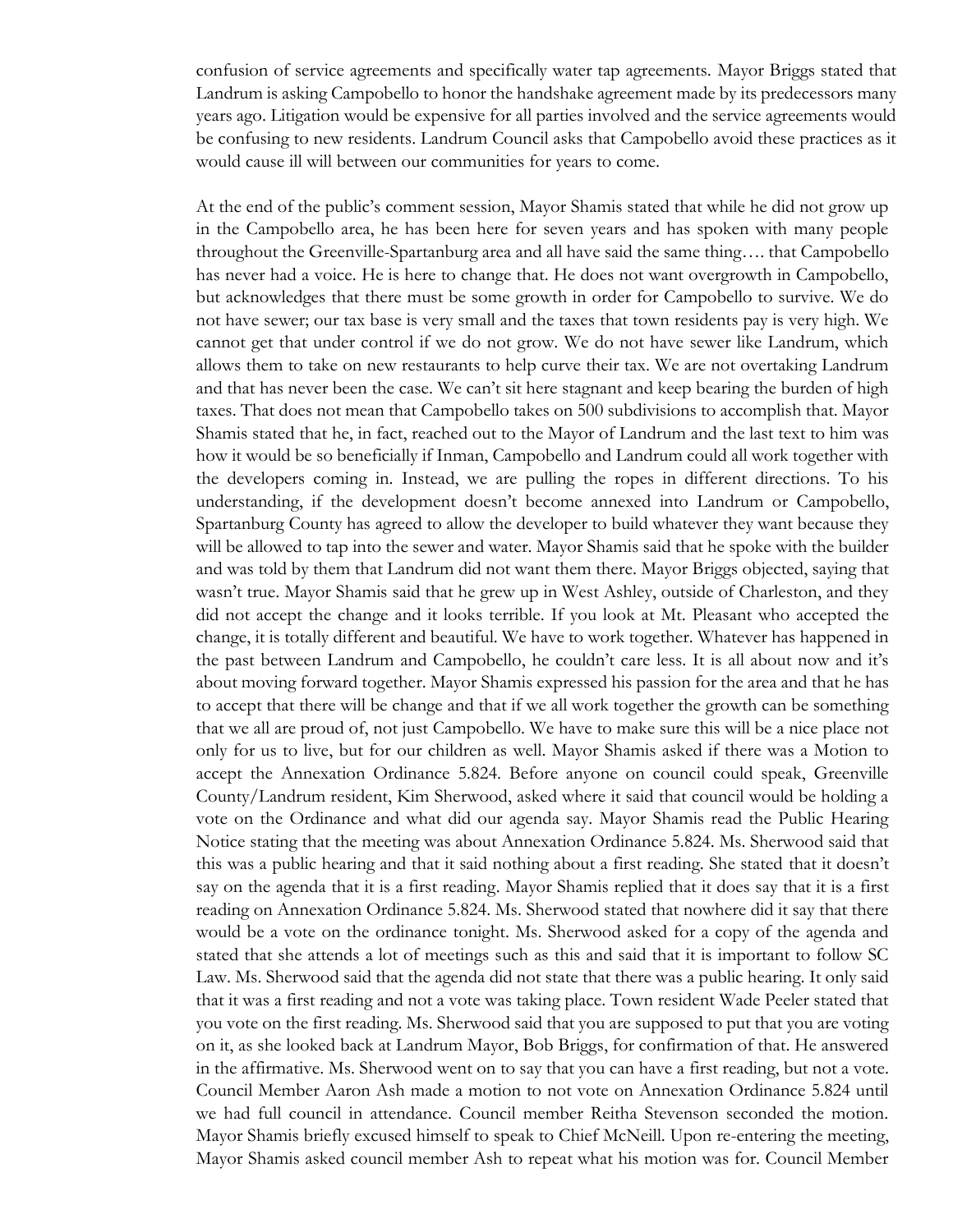confusion of service agreements and specifically water tap agreements. Mayor Briggs stated that Landrum is asking Campobello to honor the handshake agreement made by its predecessors many years ago. Litigation would be expensive for all parties involved and the service agreements would be confusing to new residents. Landrum Council asks that Campobello avoid these practices as it would cause ill will between our communities for years to come.

At the end of the public's comment session, Mayor Shamis stated that while he did not grow up in the Campobello area, he has been here for seven years and has spoken with many people throughout the Greenville-Spartanburg area and all have said the same thing…. that Campobello has never had a voice. He is here to change that. He does not want overgrowth in Campobello, but acknowledges that there must be some growth in order for Campobello to survive. We do not have sewer; our tax base is very small and the taxes that town residents pay is very high. We cannot get that under control if we do not grow. We do not have sewer like Landrum, which allows them to take on new restaurants to help curve their tax. We are not overtaking Landrum and that has never been the case. We can't sit here stagnant and keep bearing the burden of high taxes. That does not mean that Campobello takes on 500 subdivisions to accomplish that. Mayor Shamis stated that he, in fact, reached out to the Mayor of Landrum and the last text to him was how it would be so beneficially if Inman, Campobello and Landrum could all work together with the developers coming in. Instead, we are pulling the ropes in different directions. To his understanding, if the development doesn't become annexed into Landrum or Campobello, Spartanburg County has agreed to allow the developer to build whatever they want because they will be allowed to tap into the sewer and water. Mayor Shamis said that he spoke with the builder and was told by them that Landrum did not want them there. Mayor Briggs objected, saying that wasn't true. Mayor Shamis said that he grew up in West Ashley, outside of Charleston, and they did not accept the change and it looks terrible. If you look at Mt. Pleasant who accepted the change, it is totally different and beautiful. We have to work together. Whatever has happened in the past between Landrum and Campobello, he couldn't care less. It is all about now and it's about moving forward together. Mayor Shamis expressed his passion for the area and that he has to accept that there will be change and that if we all work together the growth can be something that we all are proud of, not just Campobello. We have to make sure this will be a nice place not only for us to live, but for our children as well. Mayor Shamis asked if there was a Motion to accept the Annexation Ordinance 5.824. Before anyone on council could speak, Greenville County/Landrum resident, Kim Sherwood, asked where it said that council would be holding a vote on the Ordinance and what did our agenda say. Mayor Shamis read the Public Hearing Notice stating that the meeting was about Annexation Ordinance 5.824. Ms. Sherwood said that this was a public hearing and that it said nothing about a first reading. She stated that it doesn't say on the agenda that it is a first reading. Mayor Shamis replied that it does say that it is a first reading on Annexation Ordinance 5.824. Ms. Sherwood stated that nowhere did it say that there would be a vote on the ordinance tonight. Ms. Sherwood asked for a copy of the agenda and stated that she attends a lot of meetings such as this and said that it is important to follow SC Law. Ms. Sherwood said that the agenda did not state that there was a public hearing. It only said that it was a first reading and not a vote was taking place. Town resident Wade Peeler stated that you vote on the first reading. Ms. Sherwood said that you are supposed to put that you are voting on it, as she looked back at Landrum Mayor, Bob Briggs, for confirmation of that. He answered in the affirmative. Ms. Sherwood went on to say that you can have a first reading, but not a vote. Council Member Aaron Ash made a motion to not vote on Annexation Ordinance 5.824 until we had full council in attendance. Council member Reitha Stevenson seconded the motion. Mayor Shamis briefly excused himself to speak to Chief McNeill. Upon re-entering the meeting, Mayor Shamis asked council member Ash to repeat what his motion was for. Council Member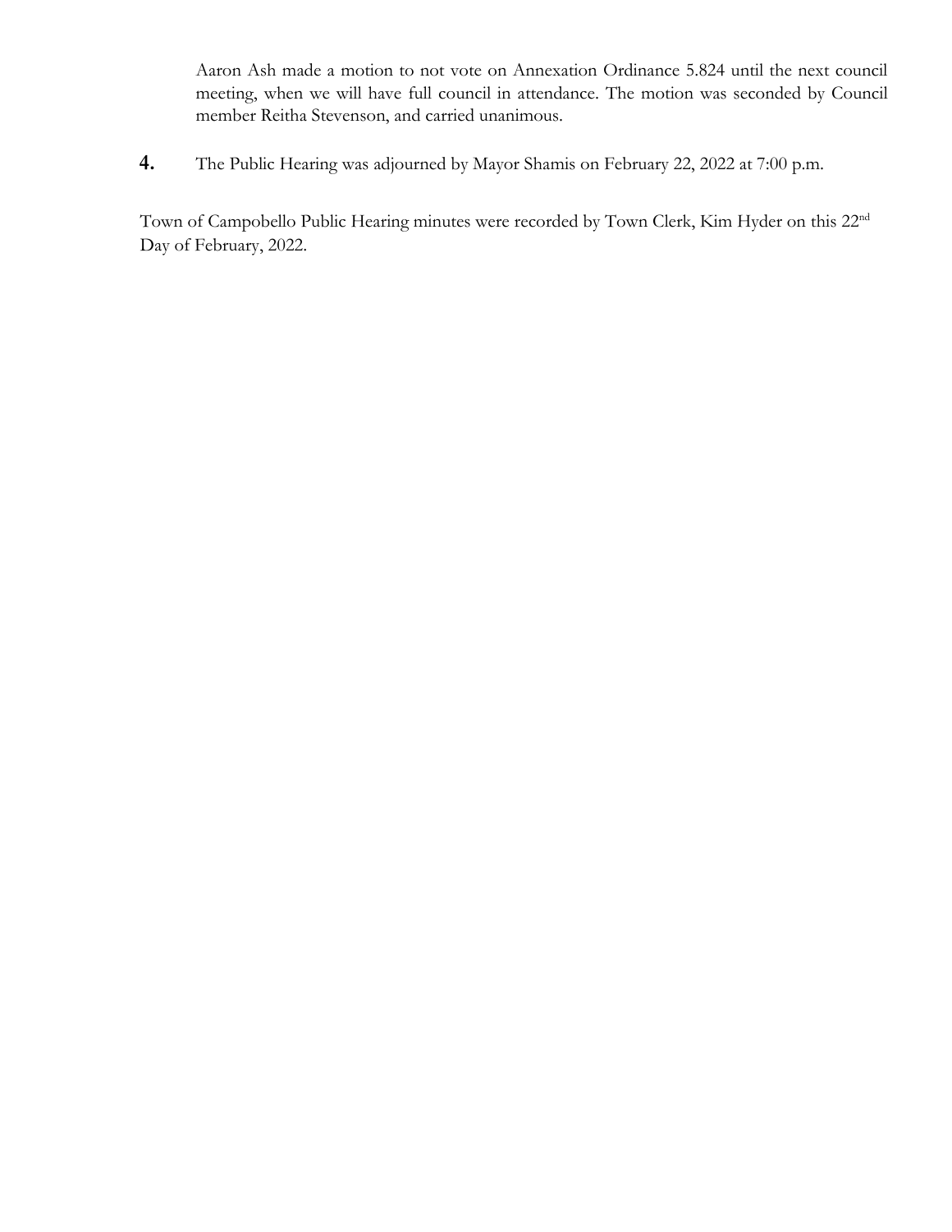Aaron Ash made a motion to not vote on Annexation Ordinance 5.824 until the next council meeting, when we will have full council in attendance. The motion was seconded by Council member Reitha Stevenson, and carried unanimous.

**4.** The Public Hearing was adjourned by Mayor Shamis on February 22, 2022 at 7:00 p.m.

Town of Campobello Public Hearing minutes were recorded by Town Clerk, Kim Hyder on this 22nd Day of February, 2022.